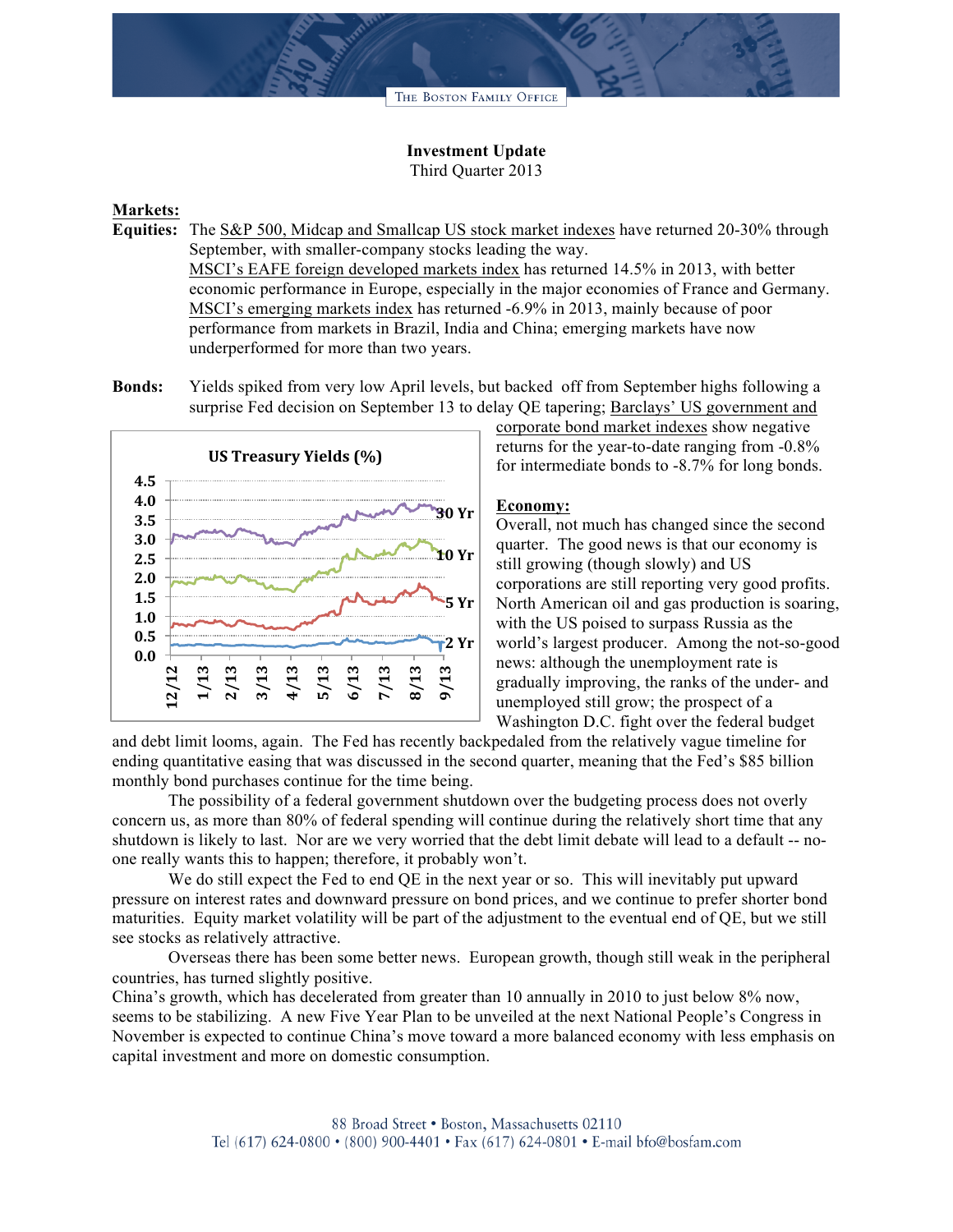THE BOSTON FAMILY OFFICE

**Investment Update**
Third Quarter 2013

**Markets:**

**Equities:** The S&P 500, Midcap and Smallcap US stock market indexes have returned 20-30% through September, with smaller-company stocks leading the way.
MSCI's EAFE foreign developed markets index has returned 14.5% in 2013, with better economic performance in Europe, especially in the major economies of France and Germany.
MSCI's emerging markets index has returned -6.9% in 2013, mainly because of poor performance from markets in Brazil, India and China; emerging markets have now underperformed for more than two years.

**Bonds:** Yields spiked from very low April levels, but backed off from September highs following a surprise Fed decision on September 13 to delay QE tapering; Barclays' US government and corporate bond market indexes show negative returns for the year-to-date ranging from -0.8% for intermediate bonds to -8.7% for long bonds.

**US Treasury Yields (%)**

**Economy:**
Overall, not much has changed since the second quarter. The good news is that our economy is still growing (though slowly) and US corporations are still reporting very good profits. North American oil and gas production is soaring, with the US poised to surpass Russia as the world's largest producer. Among the not-so-good news: although the unemployment rate is gradually improving, the ranks of the under- and unemployed still grow; the prospect of a Washington D.C. fight over the federal budget and debt limit looms, again. The Fed has recently backpedaled from the relatively vague timeline for ending quantitative easing that was discussed in the second quarter, meaning that the Fed's $85 billion monthly bond purchases continue for the time being.

The possibility of a federal government shutdown over the budgeting process does not overly concern us, as more than 80% of federal spending will continue during the relatively short time that any shutdown is likely to last. Nor are we very worried that the debt limit debate will lead to a default -- no-one really wants this to happen; therefore, it probably won't.

We do still expect the Fed to end QE in the next year or so. This will inevitably put upward pressure on interest rates and downward pressure on bond prices, and we continue to prefer shorter bond maturities. Equity market volatility will be part of the adjustment to the eventual end of QE, but we still see stocks as relatively attractive.

Overseas there has been some better news. European growth, though still weak in the peripheral countries, has turned slightly positive.
China's growth, which has decelerated from greater than 10 annually in 2010 to just below 8% now, seems to be stabilizing. A new Five Year Plan to be unveiled at the next National People's Congress in November is expected to continue China's move toward a more balanced economy with less emphasis on capital investment and more on domestic consumption.

88 Broad Street • Boston, Massachusetts 02110
Tel (617) 624-0800 • (800) 900-4401 • Fax (617) 624-0801 • E-mail bfo@bosfam.com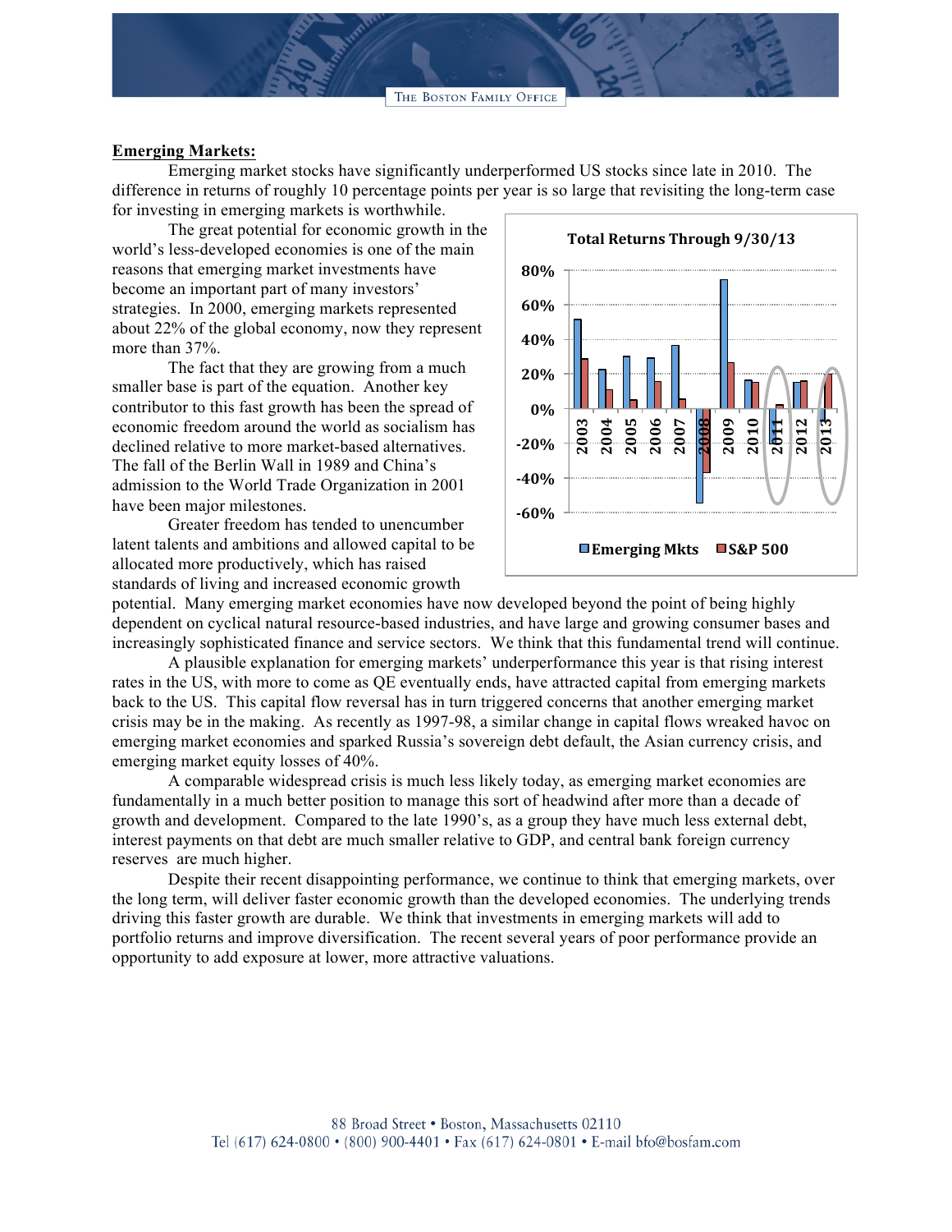**Emerging Markets:**

Emerging market stocks have significantly underperformed US stocks since late in 2010. The difference in returns of roughly 10 percentage points per year is so large that revisiting the long-term case for investing in emerging markets is worthwhile.

The great potential for economic growth in the world's less-developed economies is one of the main reasons that emerging market investments have become an important part of many investors' strategies. In 2000, emerging markets represented about 22% of the global economy, now they represent more than 37%.

The fact that they are growing from a much smaller base is part of the equation. Another key contributor to this fast growth has been the spread of economic freedom around the world as socialism has declined relative to more market-based alternatives. The fall of the Berlin Wall in 1989 and China's admission to the World Trade Organization in 2001 have been major milestones.

Total Returns Through 9/30/13

80%
60%
40%
20%
0%
-20%
-40%
-60%

2003 2004 2005 2006 2007 2008 2009 2010 2011 2012 2013

Emerging Mkts
S&P 500

Greater freedom has tended to unencumber latent talents and ambitions and allowed capital to be allocated more productively, which has raised standards of living and increased economic growth potential. Many emerging market economies have now developed beyond the point of being highly dependent on cyclical natural resource-based industries, and have large and growing consumer bases and increasingly sophisticated finance and service sectors. We think that this fundamental trend will continue.

A plausible explanation for emerging markets' underperformance this year is that rising interest rates in the US, with more to come as QE eventually ends, have attracted capital from emerging markets back to the US. This capital flow reversal has in turn triggered concerns that another emerging market crisis may be in the making. As recently as 1997-98, a similar change in capital flows wreaked havoc on emerging market economies and sparked Russia's sovereign debt default, the Asian currency crisis, and emerging market equity losses of 40%.

A comparable widespread crisis is much less likely today, as emerging market economies are fundamentally in a much better position to manage this sort of headwind after more than a decade of growth and development. Compared to the late 1990's, as a group they have much less external debt, interest payments on that debt are much smaller relative to GDP, and central bank foreign currency reserves are much higher.

Despite their recent disappointing performance, we continue to think that emerging markets, over the long term, will deliver faster economic growth than the developed economies. The underlying trends driving this faster growth are durable. We think that investments in emerging markets will add to portfolio returns and improve diversification. The recent several years of poor performance provide an opportunity to add exposure at lower, more attractive valuations.